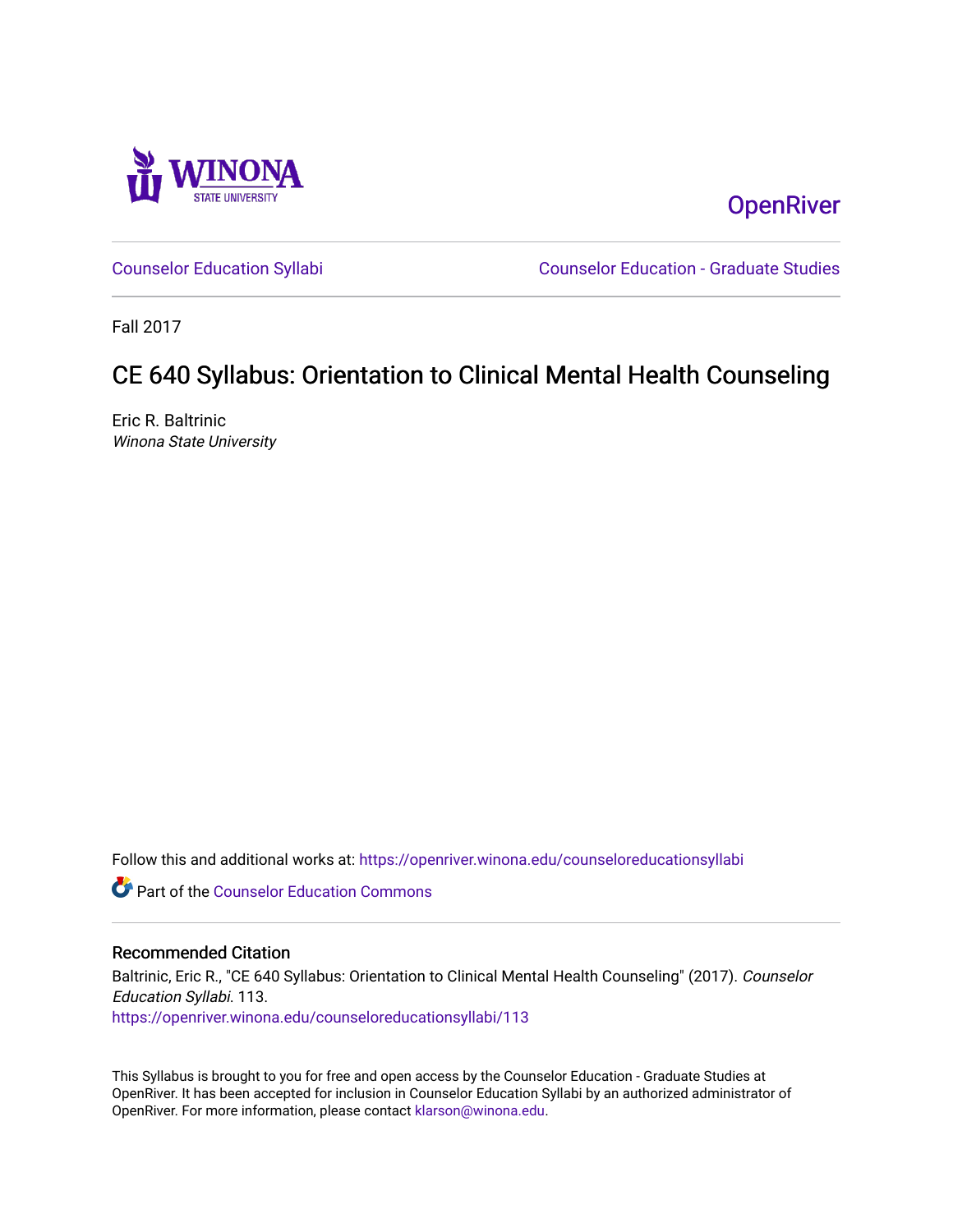Winona State University

OpenRiver

Counselor Education Syllabi | Counselor Education - Graduate Studies

Fall 2017

# CE 640 Syllabus: Orientation to Clinical Mental Health Counseling

Eric R. Baltrinic
*Winona State University*

Follow this and additional works at: https://openriver.winona.edu/counseloreducationsyllabi

Part of the Counselor Education Commons

## Recommended Citation

Baltrinic, Eric R., "CE 640 Syllabus: Orientation to Clinical Mental Health Counseling" (2017). *Counselor Education Syllabi*. 113.
https://openriver.winona.edu/counseloreducationsyllabi/113

This Syllabus is brought to you for free and open access by the Counselor Education - Graduate Studies at OpenRiver. It has been accepted for inclusion in Counselor Education Syllabi by an authorized administrator of OpenRiver. For more information, please contact klarson@winona.edu.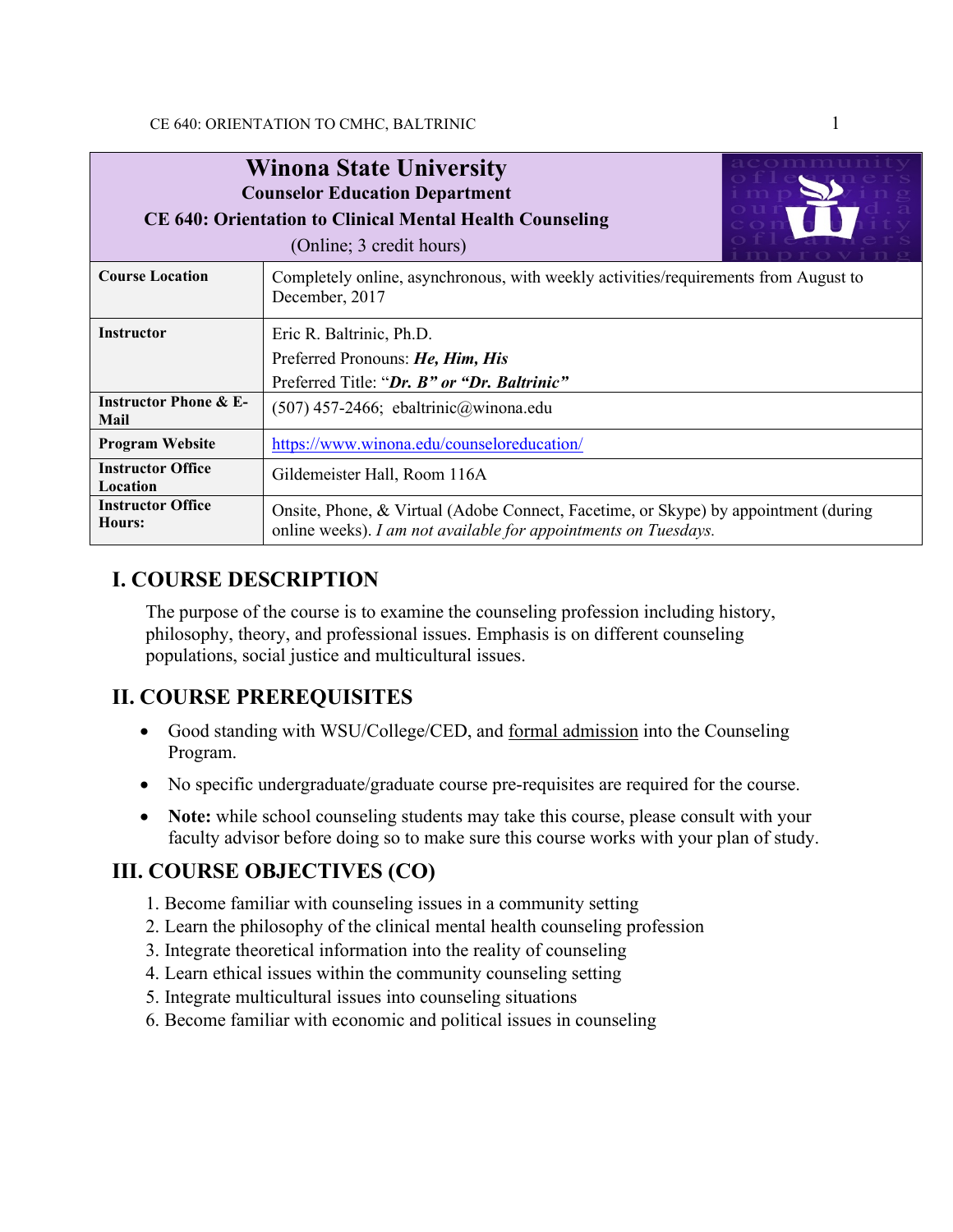# Winona State University

**Counselor Education Department**

**CE 640: Orientation to Clinical Mental Health Counseling**

(Online; 3 credit hours)

| | |
|---|---|
| **Course Location** | Completely online, asynchronous, with weekly activities/requirements from August to December, 2017 |
| **Instructor** | Eric R. Baltrinic, Ph.D.<br>Preferred Pronouns: ***He, Him, His***<br>Preferred Title: "***Dr. B" or "Dr. Baltrinic"*** |
| **Instructor Phone & E-Mail** | (507) 457-2466; ebaltrinic@winona.edu |
| **Program Website** | https://www.winona.edu/counseloreducation/ |
| **Instructor Office Location** | Gildemeister Hall, Room 116A |
| **Instructor Office Hours:** | Onsite, Phone, & Virtual (Adobe Connect, Facetime, or Skype) by appointment (during online weeks). *I am not available for appointments on Tuesdays.* |

## I. COURSE DESCRIPTION

The purpose of the course is to examine the counseling profession including history, philosophy, theory, and professional issues. Emphasis is on different counseling populations, social justice and multicultural issues.

## II. COURSE PREREQUISITES

- Good standing with WSU/College/CED, and formal admission into the Counseling Program.
- No specific undergraduate/graduate course pre-requisites are required for the course.
- **Note:** while school counseling students may take this course, please consult with your faculty advisor before doing so to make sure this course works with your plan of study.

## III. COURSE OBJECTIVES (CO)

1. Become familiar with counseling issues in a community setting
2. Learn the philosophy of the clinical mental health counseling profession
3. Integrate theoretical information into the reality of counseling
4. Learn ethical issues within the community counseling setting
5. Integrate multicultural issues into counseling situations
6. Become familiar with economic and political issues in counseling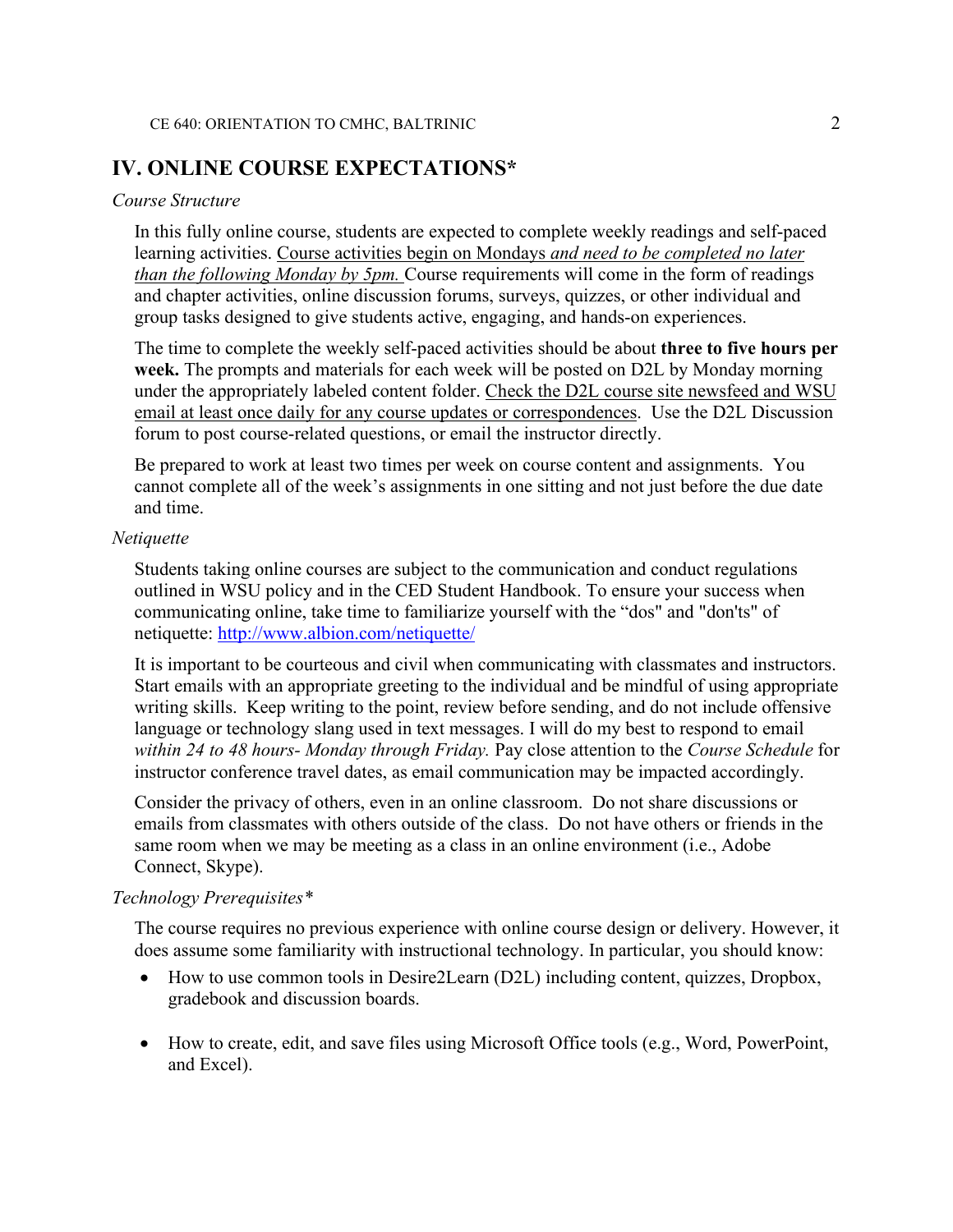## IV. ONLINE COURSE EXPECTATIONS*

*Course Structure*

In this fully online course, students are expected to complete weekly readings and self-paced learning activities. Course activities begin on Mondays *and need to be completed no later than the following Monday by 5pm.* Course requirements will come in the form of readings and chapter activities, online discussion forums, surveys, quizzes, or other individual and group tasks designed to give students active, engaging, and hands-on experiences.

The time to complete the weekly self-paced activities should be about **three to five hours per week.** The prompts and materials for each week will be posted on D2L by Monday morning under the appropriately labeled content folder. Check the D2L course site newsfeed and WSU email at least once daily for any course updates or correspondences. Use the D2L Discussion forum to post course-related questions, or email the instructor directly.

Be prepared to work at least two times per week on course content and assignments. You cannot complete all of the week's assignments in one sitting and not just before the due date and time.

*Netiquette*

Students taking online courses are subject to the communication and conduct regulations outlined in WSU policy and in the CED Student Handbook. To ensure your success when communicating online, take time to familiarize yourself with the "dos" and "don'ts" of netiquette: http://www.albion.com/netiquette/

It is important to be courteous and civil when communicating with classmates and instructors. Start emails with an appropriate greeting to the individual and be mindful of using appropriate writing skills. Keep writing to the point, review before sending, and do not include offensive language or technology slang used in text messages. I will do my best to respond to email *within 24 to 48 hours- Monday through Friday.* Pay close attention to the *Course Schedule* for instructor conference travel dates, as email communication may be impacted accordingly.

Consider the privacy of others, even in an online classroom. Do not share discussions or emails from classmates with others outside of the class. Do not have others or friends in the same room when we may be meeting as a class in an online environment (i.e., Adobe Connect, Skype).

*Technology Prerequisites**

The course requires no previous experience with online course design or delivery. However, it does assume some familiarity with instructional technology. In particular, you should know:

- How to use common tools in Desire2Learn (D2L) including content, quizzes, Dropbox, gradebook and discussion boards.
- How to create, edit, and save files using Microsoft Office tools (e.g., Word, PowerPoint, and Excel).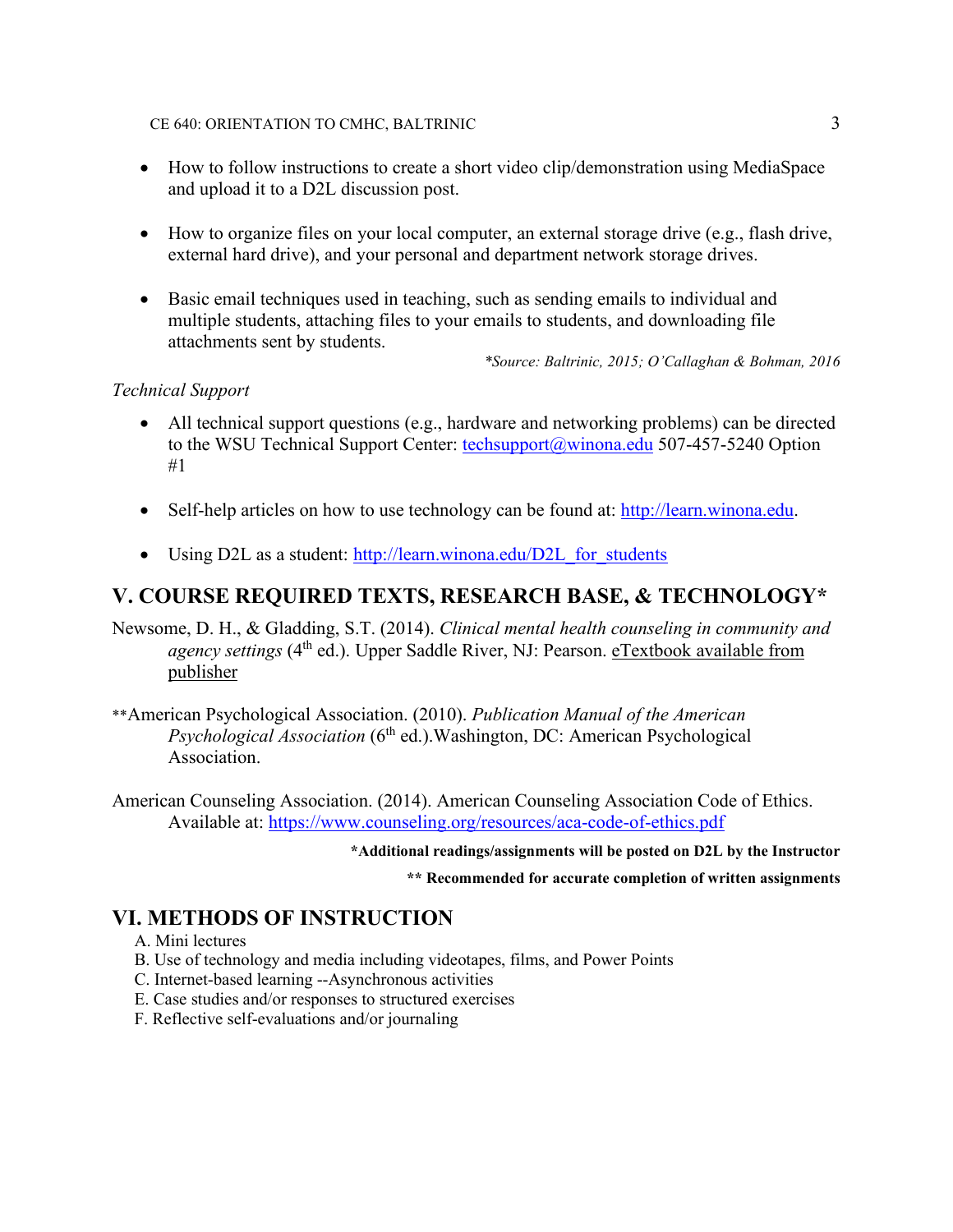- How to follow instructions to create a short video clip/demonstration using MediaSpace and upload it to a D2L discussion post.

- How to organize files on your local computer, an external storage drive (e.g., flash drive, external hard drive), and your personal and department network storage drives.

- Basic email techniques used in teaching, such as sending emails to individual and multiple students, attaching files to your emails to students, and downloading file attachments sent by students.

*\*Source: Baltrinic, 2015; O'Callaghan & Bohman, 2016*

*Technical Support*

- All technical support questions (e.g., hardware and networking problems) can be directed to the WSU Technical Support Center: techsupport@winona.edu 507-457-5240 Option #1

- Self-help articles on how to use technology can be found at: http://learn.winona.edu.

- Using D2L as a student: http://learn.winona.edu/D2L_for_students

## V. COURSE REQUIRED TEXTS, RESEARCH BASE, & TECHNOLOGY*

Newsome, D. H., & Gladding, S.T. (2014). *Clinical mental health counseling in community and agency settings* (4th ed.). Upper Saddle River, NJ: Pearson. eTextbook available from publisher

**American Psychological Association. (2010). *Publication Manual of the American Psychological Association* (6th ed.).Washington, DC: American Psychological Association.

American Counseling Association. (2014). American Counseling Association Code of Ethics. Available at: https://www.counseling.org/resources/aca-code-of-ethics.pdf

**\*Additional readings/assignments will be posted on D2L by the Instructor**

**\*\* Recommended for accurate completion of written assignments**

## VI. METHODS OF INSTRUCTION

A. Mini lectures
B. Use of technology and media including videotapes, films, and Power Points
C. Internet-based learning --Asynchronous activities
E. Case studies and/or responses to structured exercises
F. Reflective self-evaluations and/or journaling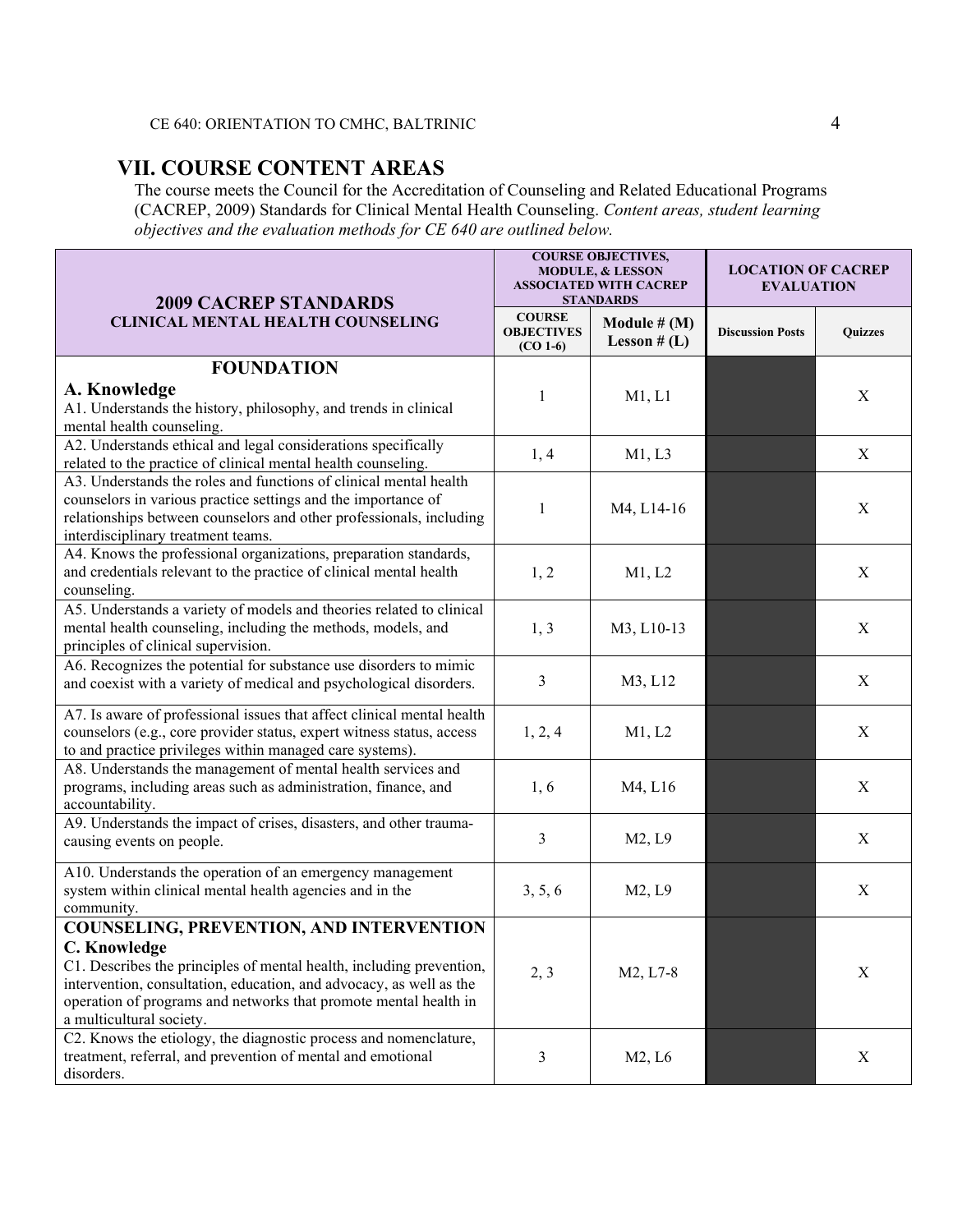## VII. COURSE CONTENT AREAS

The course meets the Council for the Accreditation of Counseling and Related Educational Programs (CACREP, 2009) Standards for Clinical Mental Health Counseling. *Content areas, student learning objectives and the evaluation methods for CE 640 are outlined below.*

| 2009 CACREP STANDARDS CLINICAL MENTAL HEALTH COUNSELING | COURSE OBJECTIVES, MODULE, & LESSON ASSOCIATED WITH CACREP STANDARDS | | LOCATION OF CACREP EVALUATION | |
|---|---|---|---|---|
| | COURSE OBJECTIVES (CO 1-6) | Module # (M) Lesson # (L) | Discussion Posts | Quizzes |
| **FOUNDATION** **A. Knowledge** A1. Understands the history, philosophy, and trends in clinical mental health counseling. | 1 | M1, L1 | | X |
| A2. Understands ethical and legal considerations specifically related to the practice of clinical mental health counseling. | 1, 4 | M1, L3 | | X |
| A3. Understands the roles and functions of clinical mental health counselors in various practice settings and the importance of relationships between counselors and other professionals, including interdisciplinary treatment teams. | 1 | M4, L14-16 | | X |
| A4. Knows the professional organizations, preparation standards, and credentials relevant to the practice of clinical mental health counseling. | 1, 2 | M1, L2 | | X |
| A5. Understands a variety of models and theories related to clinical mental health counseling, including the methods, models, and principles of clinical supervision. | 1, 3 | M3, L10-13 | | X |
| A6. Recognizes the potential for substance use disorders to mimic and coexist with a variety of medical and psychological disorders. | 3 | M3, L12 | | X |
| A7. Is aware of professional issues that affect clinical mental health counselors (e.g., core provider status, expert witness status, access to and practice privileges within managed care systems). | 1, 2, 4 | M1, L2 | | X |
| A8. Understands the management of mental health services and programs, including areas such as administration, finance, and accountability. | 1, 6 | M4, L16 | | X |
| A9. Understands the impact of crises, disasters, and other trauma-causing events on people. | 3 | M2, L9 | | X |
| A10. Understands the operation of an emergency management system within clinical mental health agencies and in the community. | 3, 5, 6 | M2, L9 | | X |
| **COUNSELING, PREVENTION, AND INTERVENTION** **C. Knowledge** C1. Describes the principles of mental health, including prevention, intervention, consultation, education, and advocacy, as well as the operation of programs and networks that promote mental health in a multicultural society. | 2, 3 | M2, L7-8 | | X |
| C2. Knows the etiology, the diagnostic process and nomenclature, treatment, referral, and prevention of mental and emotional disorders. | 3 | M2, L6 | | X |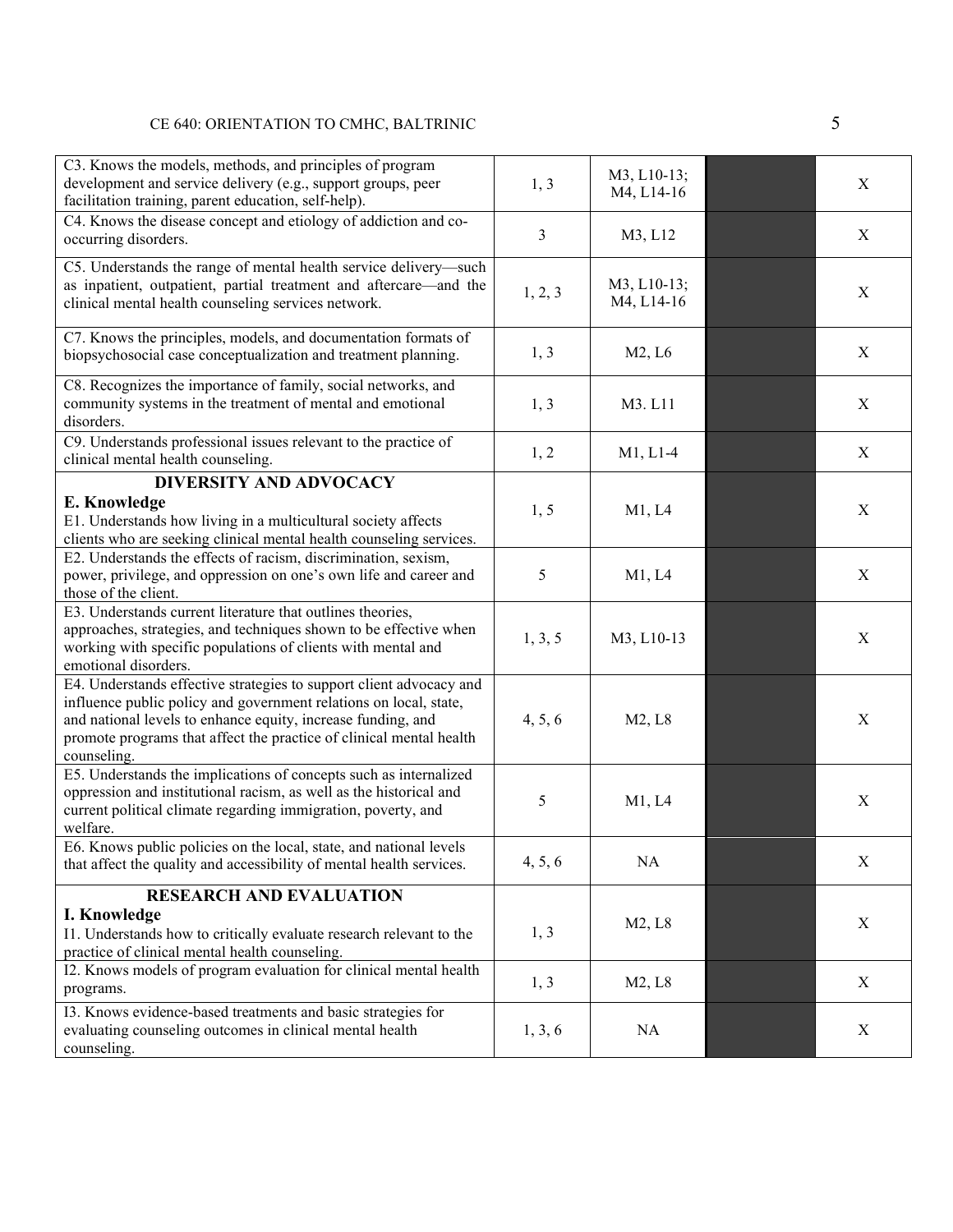| | | | | |
|---|---|---|---|---|
| C3. Knows the models, methods, and principles of program development and service delivery (e.g., support groups, peer facilitation training, parent education, self-help). | 1, 3 | M3, L10-13; M4, L14-16 | | X |
| C4. Knows the disease concept and etiology of addiction and co-occurring disorders. | 3 | M3, L12 | | X |
| C5. Understands the range of mental health service delivery—such as inpatient, outpatient, partial treatment and aftercare—and the clinical mental health counseling services network. | 1, 2, 3 | M3, L10-13; M4, L14-16 | | X |
| C7. Knows the principles, models, and documentation formats of biopsychosocial case conceptualization and treatment planning. | 1, 3 | M2, L6 | | X |
| C8. Recognizes the importance of family, social networks, and community systems in the treatment of mental and emotional disorders. | 1, 3 | M3. L11 | | X |
| C9. Understands professional issues relevant to the practice of clinical mental health counseling. | 1, 2 | M1, L1-4 | | X |
| **DIVERSITY AND ADVOCACY**<br>**E. Knowledge**<br>E1. Understands how living in a multicultural society affects clients who are seeking clinical mental health counseling services. | 1, 5 | M1, L4 | | X |
| E2. Understands the effects of racism, discrimination, sexism, power, privilege, and oppression on one's own life and career and those of the client. | 5 | M1, L4 | | X |
| E3. Understands current literature that outlines theories, approaches, strategies, and techniques shown to be effective when working with specific populations of clients with mental and emotional disorders. | 1, 3, 5 | M3, L10-13 | | X |
| E4. Understands effective strategies to support client advocacy and influence public policy and government relations on local, state, and national levels to enhance equity, increase funding, and promote programs that affect the practice of clinical mental health counseling. | 4, 5, 6 | M2, L8 | | X |
| E5. Understands the implications of concepts such as internalized oppression and institutional racism, as well as the historical and current political climate regarding immigration, poverty, and welfare. | 5 | M1, L4 | | X |
| E6. Knows public policies on the local, state, and national levels that affect the quality and accessibility of mental health services. | 4, 5, 6 | NA | | X |
| **RESEARCH AND EVALUATION**<br>**I. Knowledge**<br>I1. Understands how to critically evaluate research relevant to the practice of clinical mental health counseling. | 1, 3 | M2, L8 | | X |
| I2. Knows models of program evaluation for clinical mental health programs. | 1, 3 | M2, L8 | | X |
| I3. Knows evidence-based treatments and basic strategies for evaluating counseling outcomes in clinical mental health counseling. | 1, 3, 6 | NA | | X |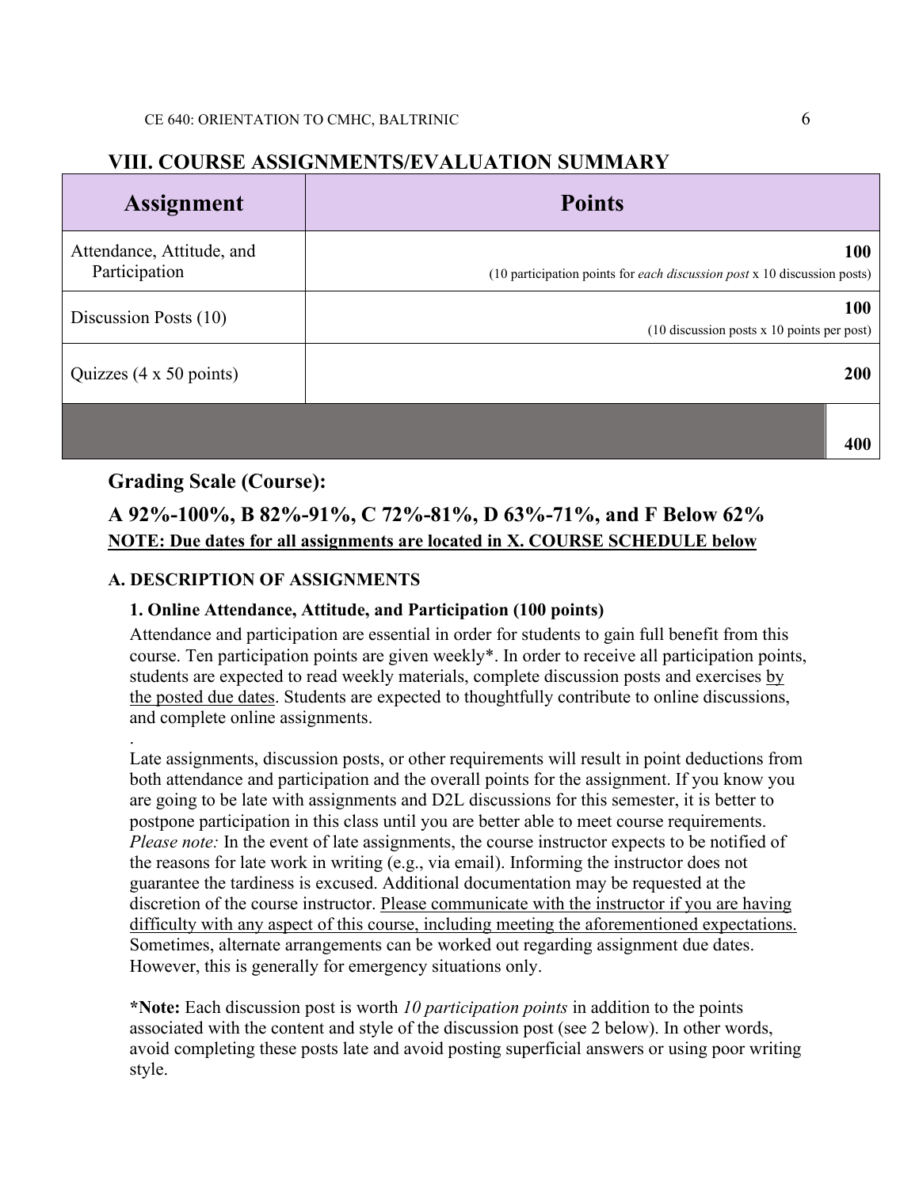## VIII. COURSE ASSIGNMENTS/EVALUATION SUMMARY

| Assignment | Points |
|---|---|
| Attendance, Attitude, and Participation | **100** (10 participation points for *each discussion post* x 10 discussion posts) |
| Discussion Posts (10) | **100** (10 discussion posts x 10 points per post) |
| Quizzes (4 x 50 points) | **200** |
| | **400** |

### Grading Scale (Course):

### A 92%-100%, B 82%-91%, C 72%-81%, D 63%-71%, and F Below 62%

**NOTE: Due dates for all assignments are located in X. COURSE SCHEDULE below**

#### A. DESCRIPTION OF ASSIGNMENTS

**1. Online Attendance, Attitude, and Participation (100 points)**

Attendance and participation are essential in order for students to gain full benefit from this course. Ten participation points are given weekly*. In order to receive all participation points, students are expected to read weekly materials, complete discussion posts and exercises by the posted due dates. Students are expected to thoughtfully contribute to online discussions, and complete online assignments.

.

Late assignments, discussion posts, or other requirements will result in point deductions from both attendance and participation and the overall points for the assignment. If you know you are going to be late with assignments and D2L discussions for this semester, it is better to postpone participation in this class until you are better able to meet course requirements. *Please note:* In the event of late assignments, the course instructor expects to be notified of the reasons for late work in writing (e.g., via email). Informing the instructor does not guarantee the tardiness is excused. Additional documentation may be requested at the discretion of the course instructor. Please communicate with the instructor if you are having difficulty with any aspect of this course, including meeting the aforementioned expectations. Sometimes, alternate arrangements can be worked out regarding assignment due dates. However, this is generally for emergency situations only.

***Note:** Each discussion post is worth *10 participation points* in addition to the points associated with the content and style of the discussion post (see 2 below). In other words, avoid completing these posts late and avoid posting superficial answers or using poor writing style.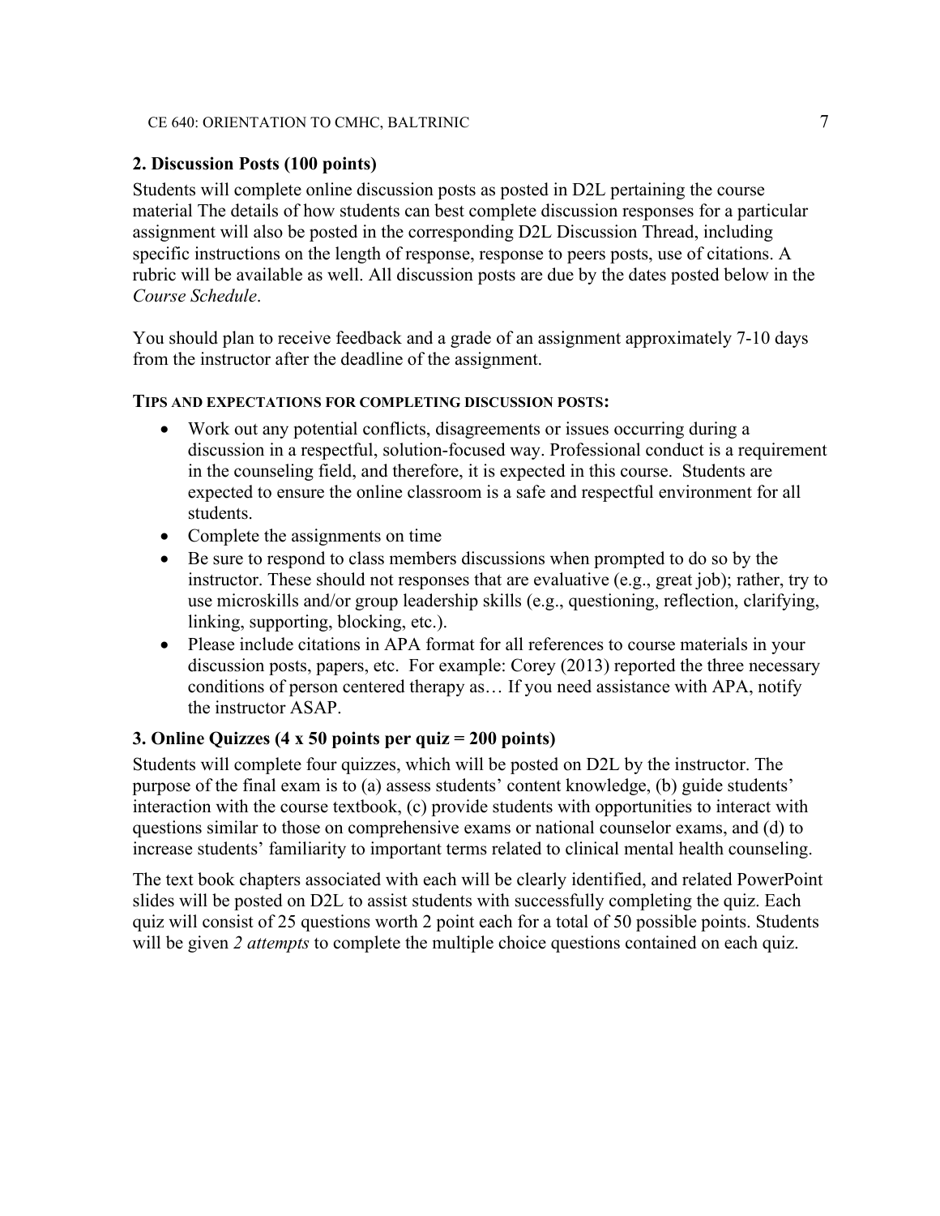**2. Discussion Posts (100 points)**

Students will complete online discussion posts as posted in D2L pertaining the course material The details of how students can best complete discussion responses for a particular assignment will also be posted in the corresponding D2L Discussion Thread, including specific instructions on the length of response, response to peers posts, use of citations. A rubric will be available as well. All discussion posts are due by the dates posted below in the *Course Schedule*.

You should plan to receive feedback and a grade of an assignment approximately 7-10 days from the instructor after the deadline of the assignment.

**TIPS AND EXPECTATIONS FOR COMPLETING DISCUSSION POSTS:**

- Work out any potential conflicts, disagreements or issues occurring during a discussion in a respectful, solution-focused way. Professional conduct is a requirement in the counseling field, and therefore, it is expected in this course. Students are expected to ensure the online classroom is a safe and respectful environment for all students.
- Complete the assignments on time
- Be sure to respond to class members discussions when prompted to do so by the instructor. These should not responses that are evaluative (e.g., great job); rather, try to use microskills and/or group leadership skills (e.g., questioning, reflection, clarifying, linking, supporting, blocking, etc.).
- Please include citations in APA format for all references to course materials in your discussion posts, papers, etc. For example: Corey (2013) reported the three necessary conditions of person centered therapy as… If you need assistance with APA, notify the instructor ASAP.

**3. Online Quizzes (4 x 50 points per quiz = 200 points)**

Students will complete four quizzes, which will be posted on D2L by the instructor. The purpose of the final exam is to (a) assess students' content knowledge, (b) guide students' interaction with the course textbook, (c) provide students with opportunities to interact with questions similar to those on comprehensive exams or national counselor exams, and (d) to increase students' familiarity to important terms related to clinical mental health counseling.

The text book chapters associated with each will be clearly identified, and related PowerPoint slides will be posted on D2L to assist students with successfully completing the quiz. Each quiz will consist of 25 questions worth 2 point each for a total of 50 possible points. Students will be given *2 attempts* to complete the multiple choice questions contained on each quiz.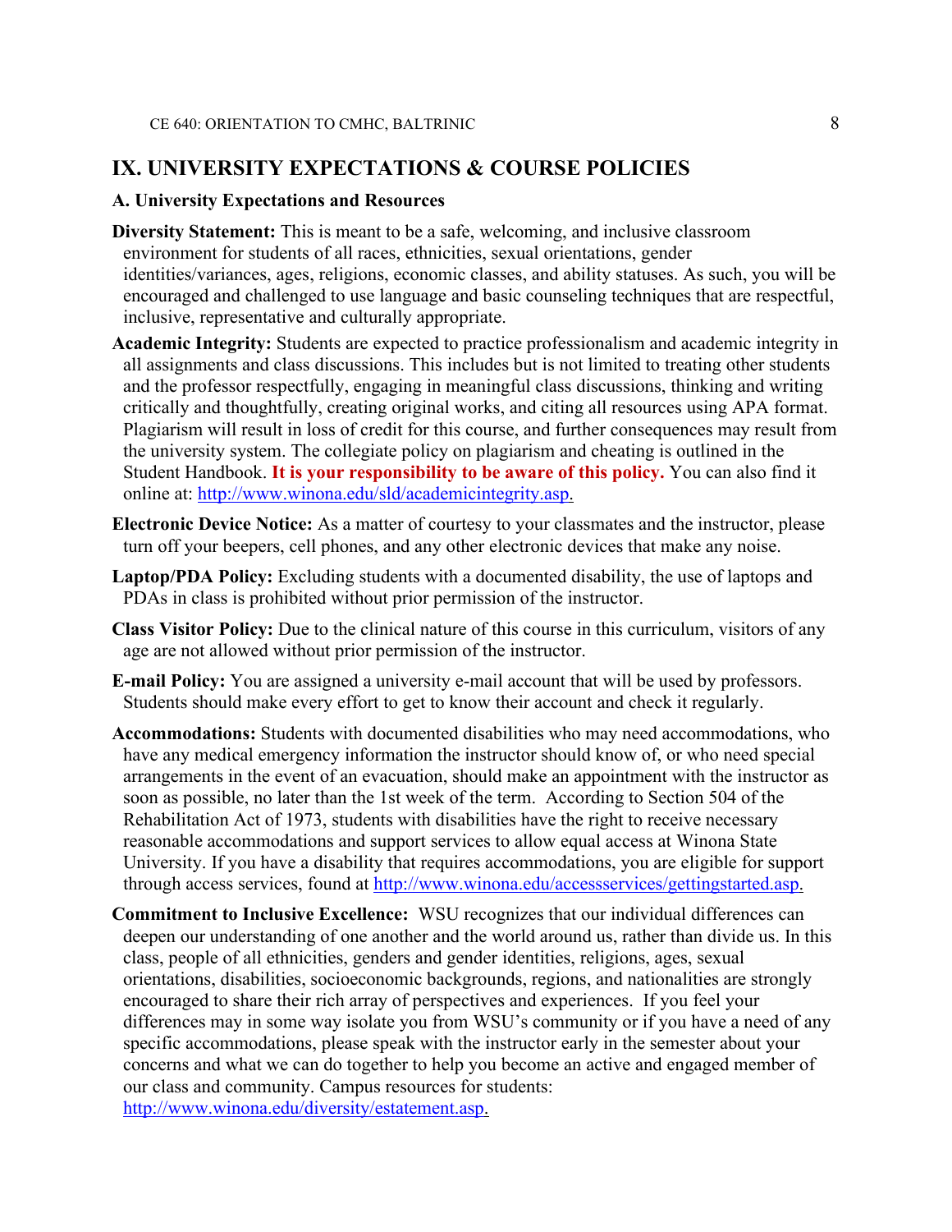## IX. UNIVERSITY EXPECTATIONS & COURSE POLICIES

### A. University Expectations and Resources

**Diversity Statement:** This is meant to be a safe, welcoming, and inclusive classroom environment for students of all races, ethnicities, sexual orientations, gender identities/variances, ages, religions, economic classes, and ability statuses. As such, you will be encouraged and challenged to use language and basic counseling techniques that are respectful, inclusive, representative and culturally appropriate.

**Academic Integrity:** Students are expected to practice professionalism and academic integrity in all assignments and class discussions. This includes but is not limited to treating other students and the professor respectfully, engaging in meaningful class discussions, thinking and writing critically and thoughtfully, creating original works, and citing all resources using APA format. Plagiarism will result in loss of credit for this course, and further consequences may result from the university system. The collegiate policy on plagiarism and cheating is outlined in the Student Handbook. **It is your responsibility to be aware of this policy.** You can also find it online at: http://www.winona.edu/sld/academicintegrity.asp.

**Electronic Device Notice:** As a matter of courtesy to your classmates and the instructor, please turn off your beepers, cell phones, and any other electronic devices that make any noise.

**Laptop/PDA Policy:** Excluding students with a documented disability, the use of laptops and PDAs in class is prohibited without prior permission of the instructor.

**Class Visitor Policy:** Due to the clinical nature of this course in this curriculum, visitors of any age are not allowed without prior permission of the instructor.

**E-mail Policy:** You are assigned a university e-mail account that will be used by professors. Students should make every effort to get to know their account and check it regularly.

**Accommodations:** Students with documented disabilities who may need accommodations, who have any medical emergency information the instructor should know of, or who need special arrangements in the event of an evacuation, should make an appointment with the instructor as soon as possible, no later than the 1st week of the term. According to Section 504 of the Rehabilitation Act of 1973, students with disabilities have the right to receive necessary reasonable accommodations and support services to allow equal access at Winona State University. If you have a disability that requires accommodations, you are eligible for support through access services, found at http://www.winona.edu/accessservices/gettingstarted.asp.

**Commitment to Inclusive Excellence:** WSU recognizes that our individual differences can deepen our understanding of one another and the world around us, rather than divide us. In this class, people of all ethnicities, genders and gender identities, religions, ages, sexual orientations, disabilities, socioeconomic backgrounds, regions, and nationalities are strongly encouraged to share their rich array of perspectives and experiences. If you feel your differences may in some way isolate you from WSU's community or if you have a need of any specific accommodations, please speak with the instructor early in the semester about your concerns and what we can do together to help you become an active and engaged member of our class and community. Campus resources for students: http://www.winona.edu/diversity/estatement.asp.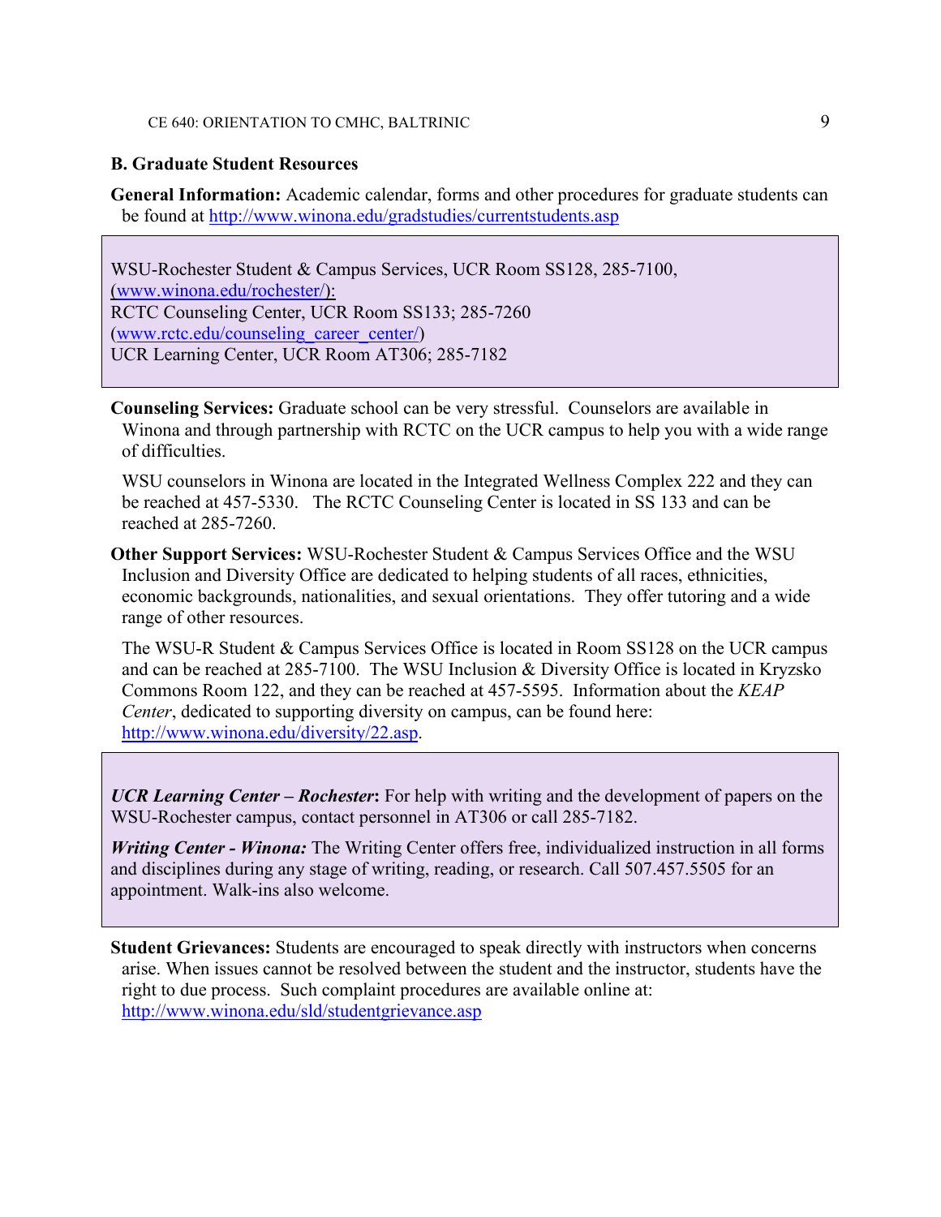## B. Graduate Student Resources

**General Information:** Academic calendar, forms and other procedures for graduate students can be found at http://www.winona.edu/gradstudies/currentstudents.asp

WSU-Rochester Student & Campus Services, UCR Room SS128, 285-7100, (www.winona.edu/rochester/):
RCTC Counseling Center, UCR Room SS133; 285-7260 (www.rctc.edu/counseling_career_center/)
UCR Learning Center, UCR Room AT306; 285-7182

**Counseling Services:** Graduate school can be very stressful. Counselors are available in Winona and through partnership with RCTC on the UCR campus to help you with a wide range of difficulties.

WSU counselors in Winona are located in the Integrated Wellness Complex 222 and they can be reached at 457-5330. The RCTC Counseling Center is located in SS 133 and can be reached at 285-7260.

**Other Support Services:** WSU-Rochester Student & Campus Services Office and the WSU Inclusion and Diversity Office are dedicated to helping students of all races, ethnicities, economic backgrounds, nationalities, and sexual orientations. They offer tutoring and a wide range of other resources.

The WSU-R Student & Campus Services Office is located in Room SS128 on the UCR campus and can be reached at 285-7100. The WSU Inclusion & Diversity Office is located in Kryzsko Commons Room 122, and they can be reached at 457-5595. Information about the *KEAP Center*, dedicated to supporting diversity on campus, can be found here: http://www.winona.edu/diversity/22.asp.

***UCR Learning Center – Rochester*****:** For help with writing and the development of papers on the WSU-Rochester campus, contact personnel in AT306 or call 285-7182.

***Writing Center - Winona:*** The Writing Center offers free, individualized instruction in all forms and disciplines during any stage of writing, reading, or research. Call 507.457.5505 for an appointment. Walk-ins also welcome.

**Student Grievances:** Students are encouraged to speak directly with instructors when concerns arise. When issues cannot be resolved between the student and the instructor, students have the right to due process. Such complaint procedures are available online at: http://www.winona.edu/sld/studentgrievance.asp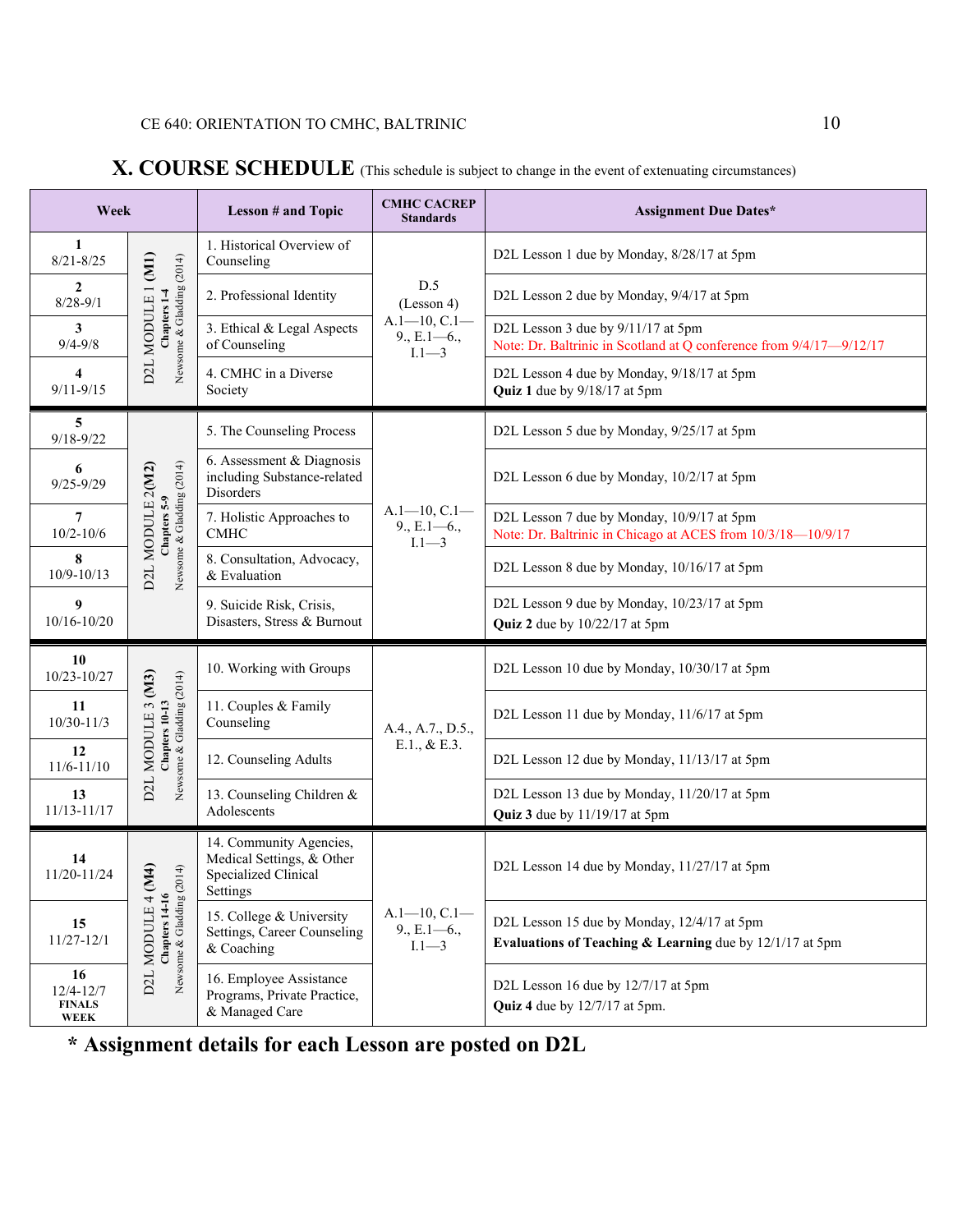## X. COURSE SCHEDULE (This schedule is subject to change in the event of extenuating circumstances)

| Week | | Lesson # and Topic | CMHC CACREP Standards | Assignment Due Dates* |
|---|---|---|---|---|
| **1** 8/21-8/25 | D2L MODULE 1 (M1) Chapters 1-4 Newsome & Gladding (2014) | 1. Historical Overview of Counseling | D.5 (Lesson 4) A.1—10, C.1—9., E.1—6., I.1—3 | D2L Lesson 1 due by Monday, 8/28/17 at 5pm |
| **2** 8/28-9/1 | | 2. Professional Identity | | D2L Lesson 2 due by Monday, 9/4/17 at 5pm |
| **3** 9/4-9/8 | | 3. Ethical & Legal Aspects of Counseling | | D2L Lesson 3 due by 9/11/17 at 5pm Note: Dr. Baltrinic in Scotland at Q conference from 9/4/17—9/12/17 |
| **4** 9/11-9/15 | | 4. CMHC in a Diverse Society | | D2L Lesson 4 due by Monday, 9/18/17 at 5pm **Quiz 1** due by 9/18/17 at 5pm |
| **5** 9/18-9/22 | D2L MODULE 2 (M2) Chapters 5-9 Newsome & Gladding (2014) | 5. The Counseling Process | A.1—10, C.1—9., E.1—6., I.1—3 | D2L Lesson 5 due by Monday, 9/25/17 at 5pm |
| **6** 9/25-9/29 | | 6. Assessment & Diagnosis including Substance-related Disorders | | D2L Lesson 6 due by Monday, 10/2/17 at 5pm |
| **7** 10/2-10/6 | | 7. Holistic Approaches to CMHC | | D2L Lesson 7 due by Monday, 10/9/17 at 5pm Note: Dr. Baltrinic in Chicago at ACES from 10/3/18—10/9/17 |
| **8** 10/9-10/13 | | 8. Consultation, Advocacy, & Evaluation | | D2L Lesson 8 due by Monday, 10/16/17 at 5pm |
| **9** 10/16-10/20 | | 9. Suicide Risk, Crisis, Disasters, Stress & Burnout | | D2L Lesson 9 due by Monday, 10/23/17 at 5pm **Quiz 2** due by 10/22/17 at 5pm |
| **10** 10/23-10/27 | D2L MODULE 3 (M3) Chapters 10-13 Newsome & Gladding (2014) | 10. Working with Groups | A.4., A.7., D.5., E.1., & E.3. | D2L Lesson 10 due by Monday, 10/30/17 at 5pm |
| **11** 10/30-11/3 | | 11. Couples & Family Counseling | | D2L Lesson 11 due by Monday, 11/6/17 at 5pm |
| **12** 11/6-11/10 | | 12. Counseling Adults | | D2L Lesson 12 due by Monday, 11/13/17 at 5pm |
| **13** 11/13-11/17 | | 13. Counseling Children & Adolescents | | D2L Lesson 13 due by Monday, 11/20/17 at 5pm **Quiz 3** due by 11/19/17 at 5pm |
| **14** 11/20-11/24 | D2L MODULE 4 (M4) Chapters 14-16 Newsome & Gladding (2014) | 14. Community Agencies, Medical Settings, & Other Specialized Clinical Settings | A.1—10, C.1—9., E.1—6., I.1—3 | D2L Lesson 14 due by Monday, 11/27/17 at 5pm |
| **15** 11/27-12/1 | | 15. College & University Settings, Career Counseling & Coaching | | D2L Lesson 15 due by Monday, 12/4/17 at 5pm **Evaluations of Teaching & Learning** due by 12/1/17 at 5pm |
| **16** 12/4-12/7 **FINALS WEEK** | | 16. Employee Assistance Programs, Private Practice, & Managed Care | | D2L Lesson 16 due by 12/7/17 at 5pm **Quiz 4** due by 12/7/17 at 5pm. |

**\* Assignment details for each Lesson are posted on D2L**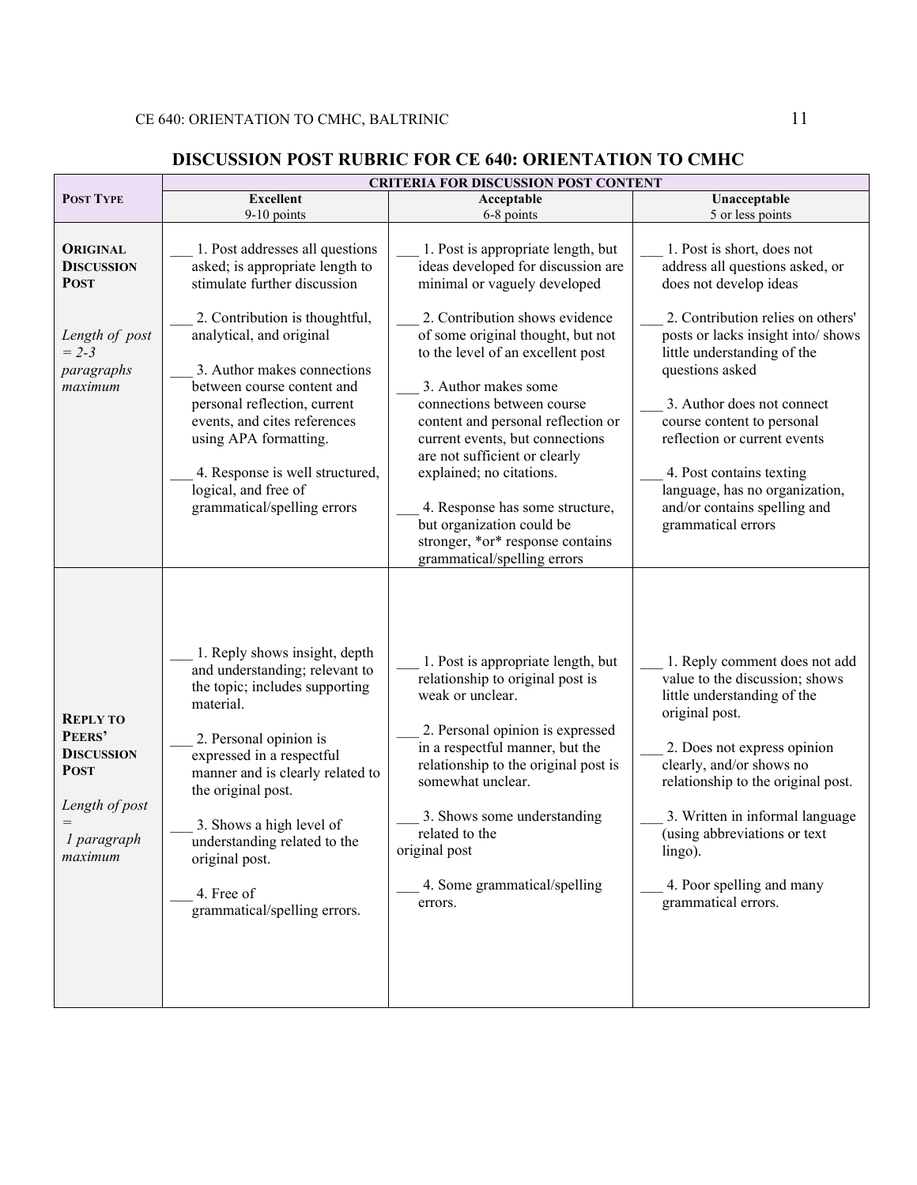## DISCUSSION POST RUBRIC FOR CE 640: ORIENTATION TO CMHC

| **Post Type** | **Criteria for Discussion Post Content** | | |
|---|---|---|---|
| | **Excellent**<br>9-10 points | **Acceptable**<br>6-8 points | **Unacceptable**<br>5 or less points |
| **Original Discussion Post**<br><br>*Length of post = 2-3 paragraphs maximum* | ___ 1. Post addresses all questions asked; is appropriate length to stimulate further discussion<br><br>___ 2. Contribution is thoughtful, analytical, and original<br><br>___ 3. Author makes connections between course content and personal reflection, current events, and cites references using APA formatting.<br><br>___ 4. Response is well structured, logical, and free of grammatical/spelling errors | ___ 1. Post is appropriate length, but ideas developed for discussion are minimal or vaguely developed<br><br>___ 2. Contribution shows evidence of some original thought, but not to the level of an excellent post<br><br>___ 3. Author makes some connections between course content and personal reflection or current events, but connections are not sufficient or clearly explained; no citations.<br><br>___ 4. Response has some structure, but organization could be stronger, *or* response contains grammatical/spelling errors | ___ 1. Post is short, does not address all questions asked, or does not develop ideas<br><br>___ 2. Contribution relies on others' posts or lacks insight into/ shows little understanding of the questions asked<br><br>___ 3. Author does not connect course content to personal reflection or current events<br><br>___ 4. Post contains texting language, has no organization, and/or contains spelling and grammatical errors |
| **Reply to Peers' Discussion Post**<br><br>*Length of post = 1 paragraph maximum* | ___ 1. Reply shows insight, depth and understanding; relevant to the topic; includes supporting material.<br><br>___ 2. Personal opinion is expressed in a respectful manner and is clearly related to the original post.<br><br>___ 3. Shows a high level of understanding related to the original post.<br><br>___ 4. Free of grammatical/spelling errors. | ___ 1. Post is appropriate length, but relationship to original post is weak or unclear.<br><br>___ 2. Personal opinion is expressed in a respectful manner, but the relationship to the original post is somewhat unclear.<br><br>___ 3. Shows some understanding related to the original post<br><br>___ 4. Some grammatical/spelling errors. | ___ 1. Reply comment does not add value to the discussion; shows little understanding of the original post.<br><br>___ 2. Does not express opinion clearly, and/or shows no relationship to the original post.<br><br>___ 3. Written in informal language (using abbreviations or text lingo).<br><br>___ 4. Poor spelling and many grammatical errors. |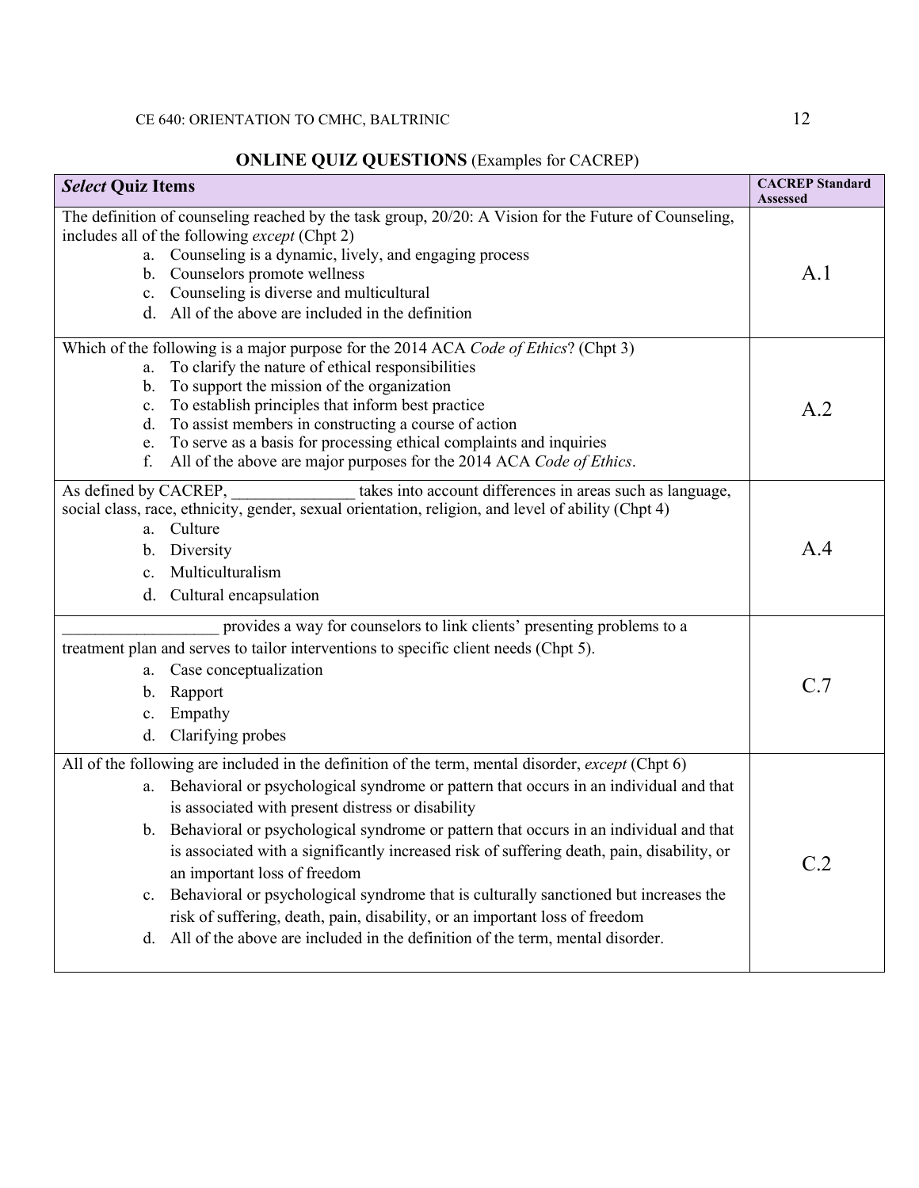**ONLINE QUIZ QUESTIONS** (Examples for CACREP)

| *Select* Quiz Items | CACREP Standard Assessed |
| --- | --- |
| The definition of counseling reached by the task group, 20/20: A Vision for the Future of Counseling, includes all of the following *except* (Chpt 2)<br>a. Counseling is a dynamic, lively, and engaging process<br>b. Counselors promote wellness<br>c. Counseling is diverse and multicultural<br>d. All of the above are included in the definition | A.1 |
| Which of the following is a major purpose for the 2014 ACA *Code of Ethics*? (Chpt 3)<br>a. To clarify the nature of ethical responsibilities<br>b. To support the mission of the organization<br>c. To establish principles that inform best practice<br>d. To assist members in constructing a course of action<br>e. To serve as a basis for processing ethical complaints and inquiries<br>f. All of the above are major purposes for the 2014 ACA *Code of Ethics*. | A.2 |
| As defined by CACREP, _______________ takes into account differences in areas such as language, social class, race, ethnicity, gender, sexual orientation, religion, and level of ability (Chpt 4)<br>a. Culture<br>b. Diversity<br>c. Multiculturalism<br>d. Cultural encapsulation | A.4 |
| ___________________ provides a way for counselors to link clients' presenting problems to a treatment plan and serves to tailor interventions to specific client needs (Chpt 5).<br>a. Case conceptualization<br>b. Rapport<br>c. Empathy<br>d. Clarifying probes | C.7 |
| All of the following are included in the definition of the term, mental disorder, *except* (Chpt 6)<br>a. Behavioral or psychological syndrome or pattern that occurs in an individual and that is associated with present distress or disability<br>b. Behavioral or psychological syndrome or pattern that occurs in an individual and that is associated with a significantly increased risk of suffering death, pain, disability, or an important loss of freedom<br>c. Behavioral or psychological syndrome that is culturally sanctioned but increases the risk of suffering, death, pain, disability, or an important loss of freedom<br>d. All of the above are included in the definition of the term, mental disorder. | C.2 |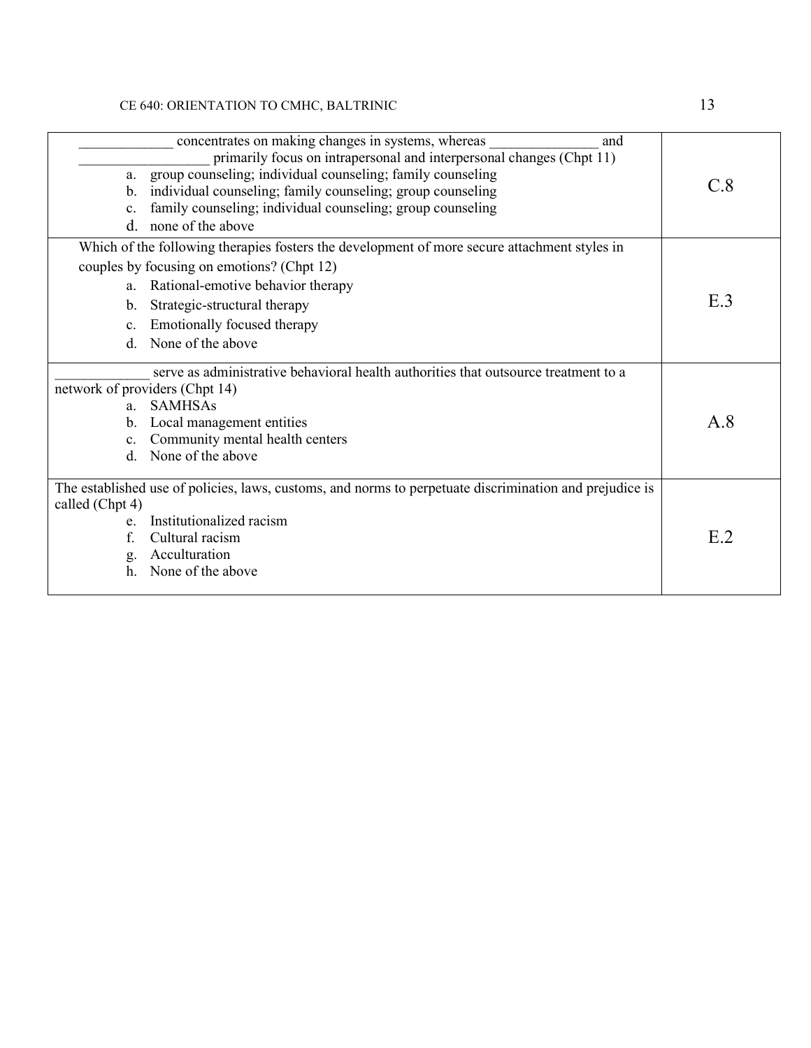| | |
|---|---|
| _____________ concentrates on making changes in systems, whereas _______________ and __________________ primarily focus on intrapersonal and interpersonal changes (Chpt 11)<br>a. group counseling; individual counseling; family counseling<br>b. individual counseling; family counseling; group counseling<br>c. family counseling; individual counseling; group counseling<br>d. none of the above | C.8 |
| Which of the following therapies fosters the development of more secure attachment styles in couples by focusing on emotions? (Chpt 12)<br>a. Rational-emotive behavior therapy<br>b. Strategic-structural therapy<br>c. Emotionally focused therapy<br>d. None of the above | E.3 |
| _____________ serve as administrative behavioral health authorities that outsource treatment to a network of providers (Chpt 14)<br>a. SAMHSAs<br>b. Local management entities<br>c. Community mental health centers<br>d. None of the above | A.8 |
| The established use of policies, laws, customs, and norms to perpetuate discrimination and prejudice is called (Chpt 4)<br>e. Institutionalized racism<br>f. Cultural racism<br>g. Acculturation<br>h. None of the above | E.2 |